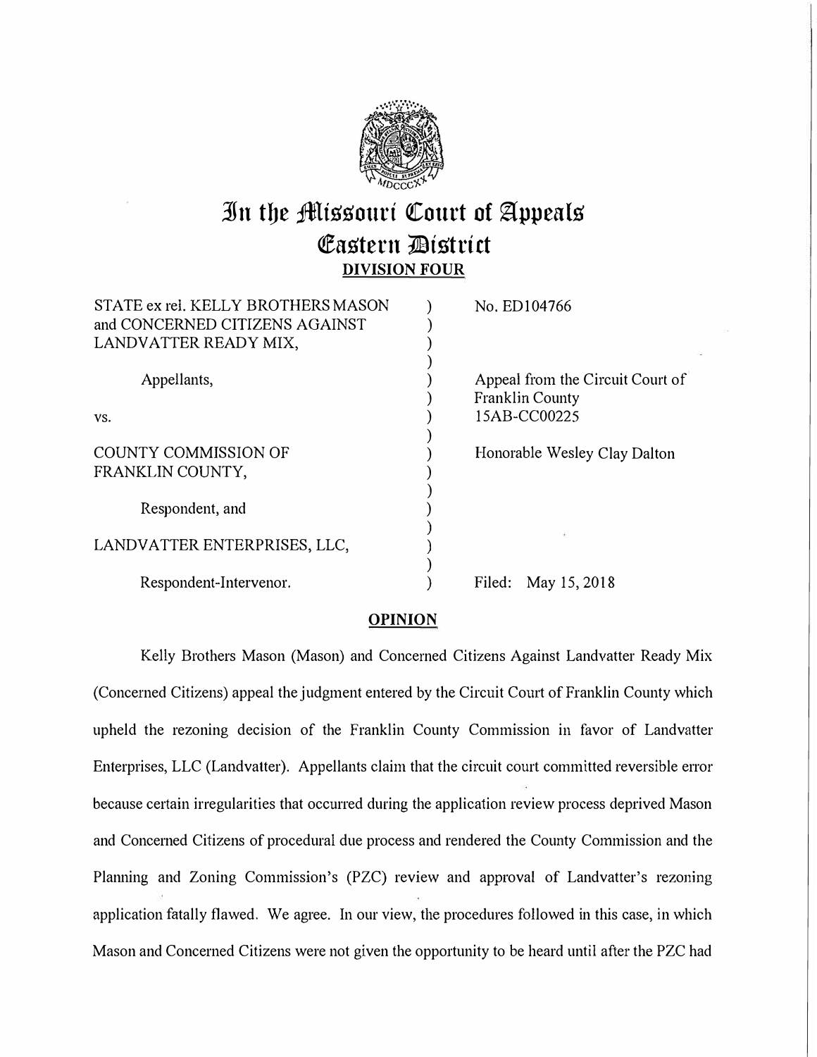# In the Missouri Court of Appeals
## Eastern District
### DIVISION FOUR

| | | |
|---|---|---|
| STATE ex rel. KELLY BROTHERS MASON and CONCERNED CITIZENS AGAINST LANDVATTER READY MIX, | ) | No. ED104766 |
| Appellants, | ) | Appeal from the Circuit Court of Franklin County 15AB-CC00225 |
| vs. | ) | |
| COUNTY COMMISSION OF FRANKLIN COUNTY, | ) | Honorable Wesley Clay Dalton |
| Respondent, and | ) | |
| LANDVATTER ENTERPRISES, LLC, | ) | |
| Respondent-Intervenor. | ) | Filed: May 15, 2018 |

**OPINION**

Kelly Brothers Mason (Mason) and Concerned Citizens Against Landvatter Ready Mix (Concerned Citizens) appeal the judgment entered by the Circuit Court of Franklin County which upheld the rezoning decision of the Franklin County Commission in favor of Landvatter Enterprises, LLC (Landvatter). Appellants claim that the circuit court committed reversible error because certain irregularities that occurred during the application review process deprived Mason and Concerned Citizens of procedural due process and rendered the County Commission and the Planning and Zoning Commission's (PZC) review and approval of Landvatter's rezoning application fatally flawed. We agree. In our view, the procedures followed in this case, in which Mason and Concerned Citizens were not given the opportunity to be heard until after the PZC had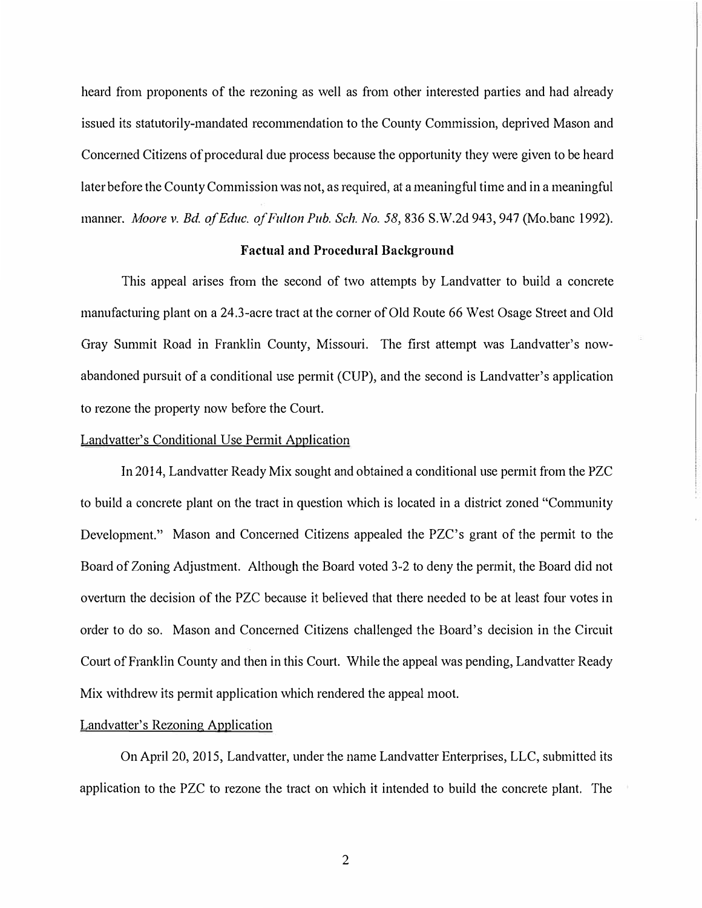heard from proponents of the rezoning as well as from other interested parties and had already issued its statutorily-mandated recommendation to the County Commission, deprived Mason and Concerned Citizens of procedural due process because the opportunity they were given to be heard later before the County Commission was not, as required, at a meaningful time and in a meaningful manner. *Moore v. Bd. of Educ. of Fulton Pub. Sch. No. 58*, 836 S.W.2d 943, 947 (Mo.banc 1992).

## Factual and Procedural Background

This appeal arises from the second of two attempts by Landvatter to build a concrete manufacturing plant on a 24.3-acre tract at the corner of Old Route 66 West Osage Street and Old Gray Summit Road in Franklin County, Missouri. The first attempt was Landvatter's now-abandoned pursuit of a conditional use permit (CUP), and the second is Landvatter's application to rezone the property now before the Court.

Landvatter's Conditional Use Permit Application

In 2014, Landvatter Ready Mix sought and obtained a conditional use permit from the PZC to build a concrete plant on the tract in question which is located in a district zoned "Community Development." Mason and Concerned Citizens appealed the PZC's grant of the permit to the Board of Zoning Adjustment. Although the Board voted 3-2 to deny the permit, the Board did not overturn the decision of the PZC because it believed that there needed to be at least four votes in order to do so. Mason and Concerned Citizens challenged the Board's decision in the Circuit Court of Franklin County and then in this Court. While the appeal was pending, Landvatter Ready Mix withdrew its permit application which rendered the appeal moot.

Landvatter's Rezoning Application

On April 20, 2015, Landvatter, under the name Landvatter Enterprises, LLC, submitted its application to the PZC to rezone the tract on which it intended to build the concrete plant. The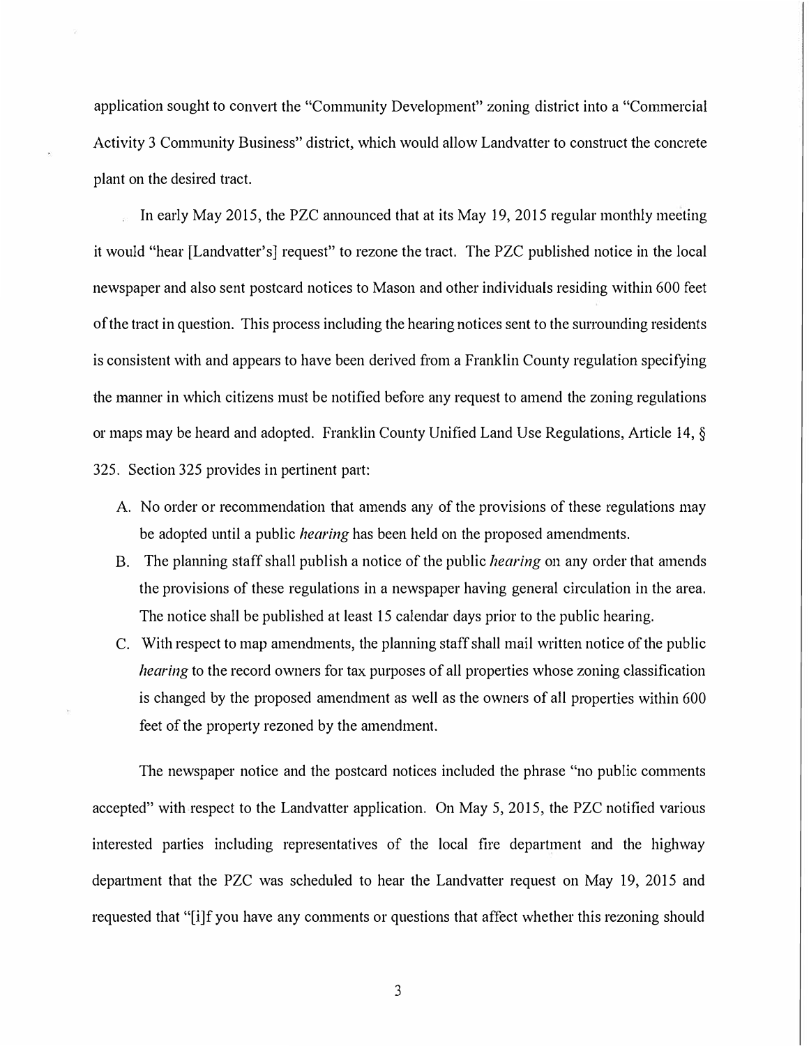application sought to convert the "Community Development" zoning district into a "Commercial Activity 3 Community Business" district, which would allow Landvatter to construct the concrete plant on the desired tract.

In early May 2015, the PZC announced that at its May 19, 2015 regular monthly meeting it would "hear [Landvatter's] request" to rezone the tract. The PZC published notice in the local newspaper and also sent postcard notices to Mason and other individuals residing within 600 feet of the tract in question. This process including the hearing notices sent to the surrounding residents is consistent with and appears to have been derived from a Franklin County regulation specifying the manner in which citizens must be notified before any request to amend the zoning regulations or maps may be heard and adopted. Franklin County Unified Land Use Regulations, Article 14, § 325. Section 325 provides in pertinent part:

A. No order or recommendation that amends any of the provisions of these regulations may be adopted until a public *hearing* has been held on the proposed amendments.

B. The planning staff shall publish a notice of the public *hearing* on any order that amends the provisions of these regulations in a newspaper having general circulation in the area. The notice shall be published at least 15 calendar days prior to the public hearing.

C. With respect to map amendments, the planning staff shall mail written notice of the public *hearing* to the record owners for tax purposes of all properties whose zoning classification is changed by the proposed amendment as well as the owners of all properties within 600 feet of the property rezoned by the amendment.

The newspaper notice and the postcard notices included the phrase "no public comments accepted" with respect to the Landvatter application. On May 5, 2015, the PZC notified various interested parties including representatives of the local fire department and the highway department that the PZC was scheduled to hear the Landvatter request on May 19, 2015 and requested that "[i]f you have any comments or questions that affect whether this rezoning should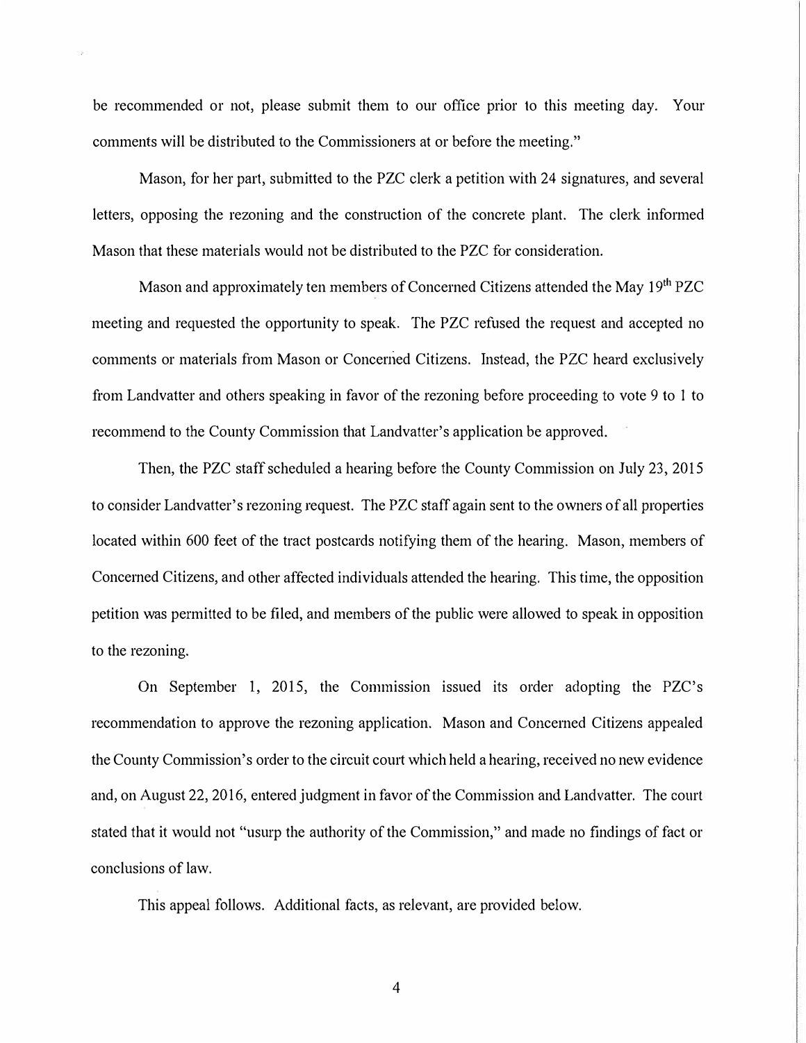be recommended or not, please submit them to our office prior to this meeting day. Your comments will be distributed to the Commissioners at or before the meeting."

Mason, for her part, submitted to the PZC clerk a petition with 24 signatures, and several letters, opposing the rezoning and the construction of the concrete plant. The clerk informed Mason that these materials would not be distributed to the PZC for consideration.

Mason and approximately ten members of Concerned Citizens attended the May 19th PZC meeting and requested the opportunity to speak. The PZC refused the request and accepted no comments or materials from Mason or Concerned Citizens. Instead, the PZC heard exclusively from Landvatter and others speaking in favor of the rezoning before proceeding to vote 9 to 1 to recommend to the County Commission that Landvatter's application be approved.

Then, the PZC staff scheduled a hearing before the County Commission on July 23, 2015 to consider Landvatter's rezoning request. The PZC staff again sent to the owners of all properties located within 600 feet of the tract postcards notifying them of the hearing. Mason, members of Concerned Citizens, and other affected individuals attended the hearing. This time, the opposition petition was permitted to be filed, and members of the public were allowed to speak in opposition to the rezoning.

On September 1, 2015, the Commission issued its order adopting the PZC's recommendation to approve the rezoning application. Mason and Concerned Citizens appealed the County Commission's order to the circuit court which held a hearing, received no new evidence and, on August 22, 2016, entered judgment in favor of the Commission and Landvatter. The court stated that it would not "usurp the authority of the Commission," and made no findings of fact or conclusions of law.

This appeal follows. Additional facts, as relevant, are provided below.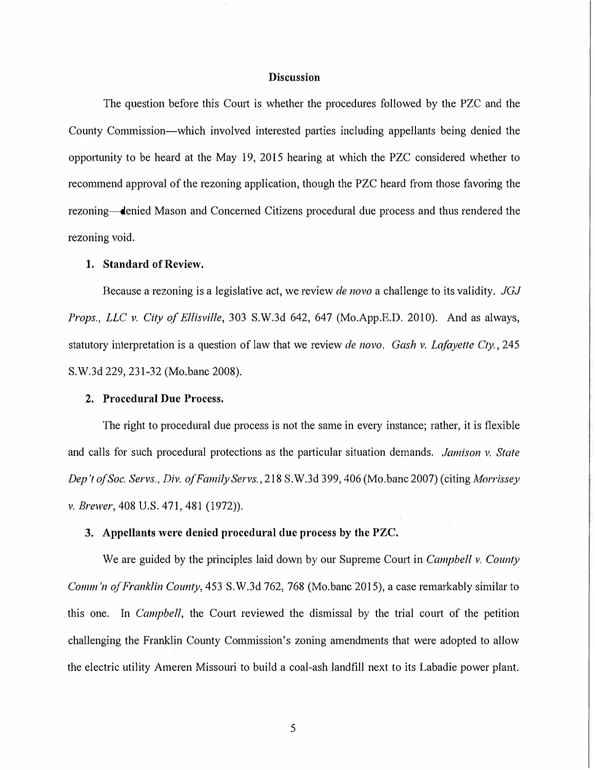## Discussion

The question before this Court is whether the procedures followed by the PZC and the County Commission—which involved interested parties including appellants being denied the opportunity to be heard at the May 19, 2015 hearing at which the PZC considered whether to recommend approval of the rezoning application, though the PZC heard from those favoring the rezoning—denied Mason and Concerned Citizens procedural due process and thus rendered the rezoning void.

### 1. Standard of Review.

Because a rezoning is a legislative act, we review *de novo* a challenge to its validity. *JGJ Props., LLC v. City of Ellisville*, 303 S.W.3d 642, 647 (Mo.App.E.D. 2010). And as always, statutory interpretation is a question of law that we review *de novo*. *Gash v. Lafayette Cty.*, 245 S.W.3d 229, 231-32 (Mo.banc 2008).

### 2. Procedural Due Process.

The right to procedural due process is not the same in every instance; rather, it is flexible and calls for such procedural protections as the particular situation demands. *Jamison v. State Dep't of Soc. Servs., Div. of Family Servs.*, 218 S.W.3d 399, 406 (Mo.banc 2007) (citing *Morrissey v. Brewer*, 408 U.S. 471, 481 (1972)).

### 3. Appellants were denied procedural due process by the PZC.

We are guided by the principles laid down by our Supreme Court in *Campbell v. County Comm'n of Franklin County*, 453 S.W.3d 762, 768 (Mo.banc 2015), a case remarkably similar to this one. In *Campbell*, the Court reviewed the dismissal by the trial court of the petition challenging the Franklin County Commission's zoning amendments that were adopted to allow the electric utility Ameren Missouri to build a coal-ash landfill next to its Labadie power plant.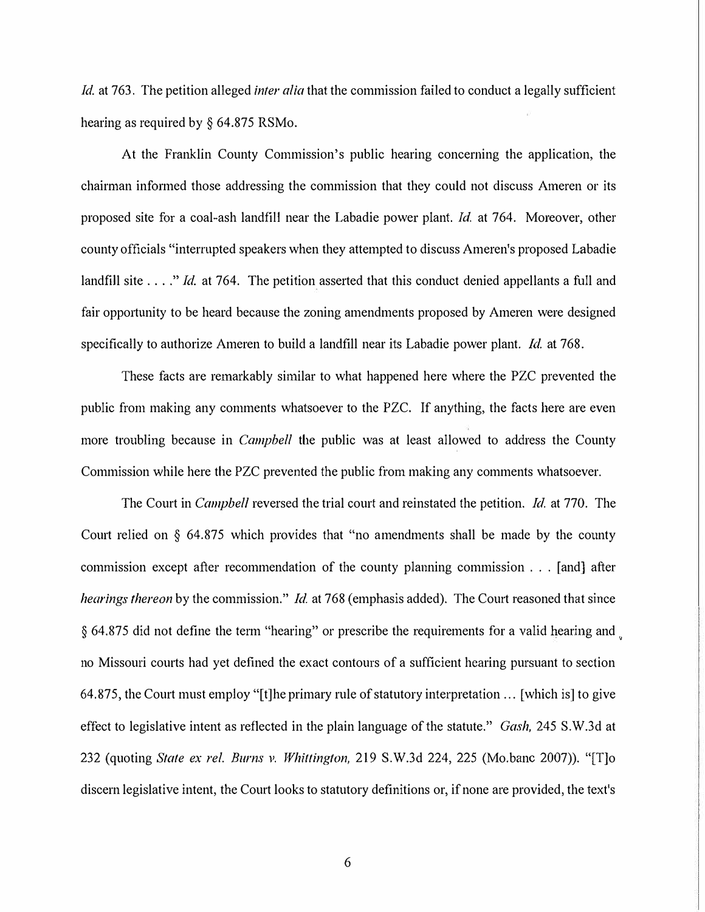*Id.* at 763. The petition alleged *inter alia* that the commission failed to conduct a legally sufficient hearing as required by § 64.875 RSMo.

At the Franklin County Commission's public hearing concerning the application, the chairman informed those addressing the commission that they could not discuss Ameren or its proposed site for a coal-ash landfill near the Labadie power plant. *Id.* at 764. Moreover, other county officials "interrupted speakers when they attempted to discuss Ameren's proposed Labadie landfill site . . . ." *Id.* at 764. The petition asserted that this conduct denied appellants a full and fair opportunity to be heard because the zoning amendments proposed by Ameren were designed specifically to authorize Ameren to build a landfill near its Labadie power plant. *Id.* at 768.

These facts are remarkably similar to what happened here where the PZC prevented the public from making any comments whatsoever to the PZC. If anything, the facts here are even more troubling because in *Campbell* the public was at least allowed to address the County Commission while here the PZC prevented the public from making any comments whatsoever.

The Court in *Campbell* reversed the trial court and reinstated the petition. *Id.* at 770. The Court relied on § 64.875 which provides that "no amendments shall be made by the county commission except after recommendation of the county planning commission . . . [and] after *hearings thereon* by the commission." *Id.* at 768 (emphasis added). The Court reasoned that since § 64.875 did not define the term "hearing" or prescribe the requirements for a valid hearing and no Missouri courts had yet defined the exact contours of a sufficient hearing pursuant to section 64.875, the Court must employ "[t]he primary rule of statutory interpretation ... [which is] to give effect to legislative intent as reflected in the plain language of the statute." *Gash,* 245 S.W.3d at 232 (quoting *State ex rel. Burns v. Whittington,* 219 S.W.3d 224, 225 (Mo.banc 2007)). "[T]o discern legislative intent, the Court looks to statutory definitions or, if none are provided, the text's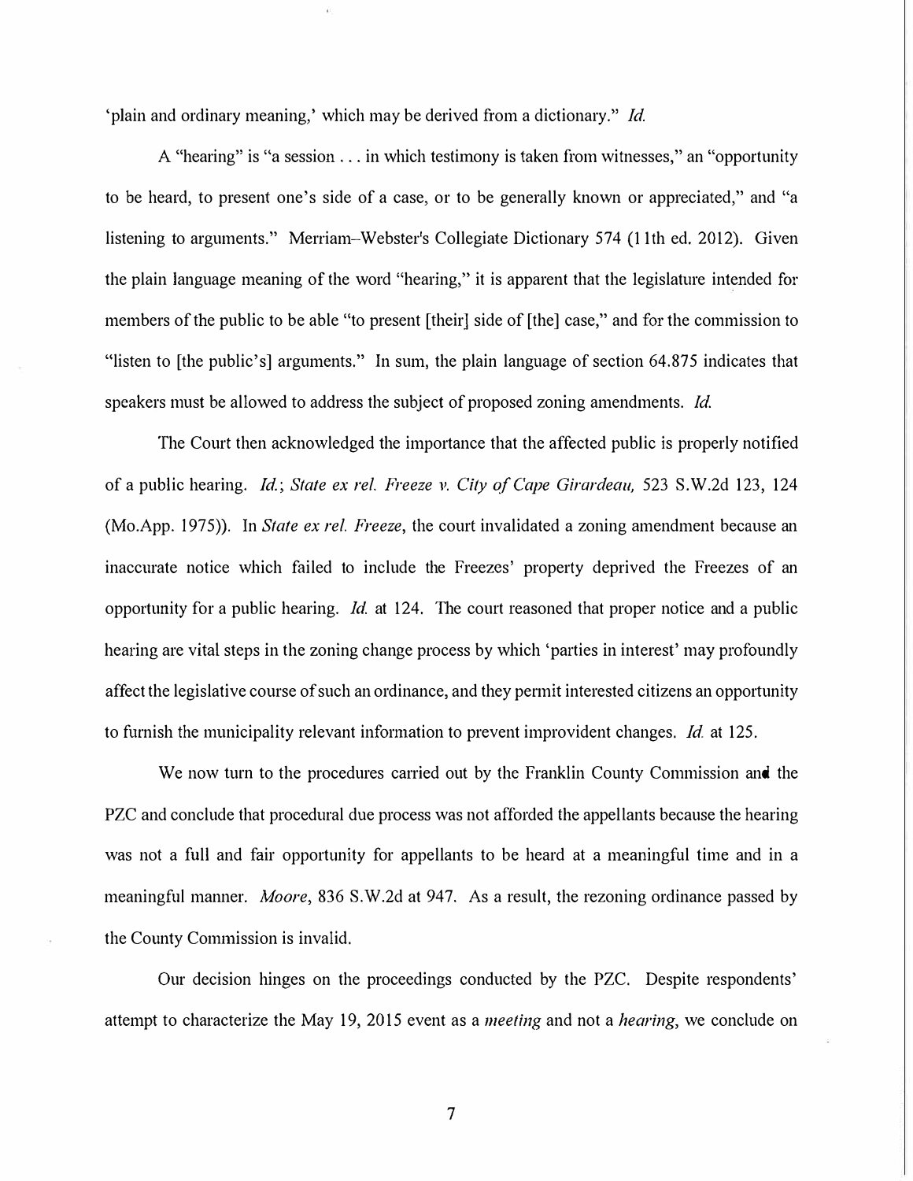'plain and ordinary meaning,' which may be derived from a dictionary." *Id.*

A "hearing" is "a session . . . in which testimony is taken from witnesses," an "opportunity to be heard, to present one's side of a case, or to be generally known or appreciated," and "a listening to arguments." Merriam–Webster's Collegiate Dictionary 574 (11th ed. 2012). Given the plain language meaning of the word "hearing," it is apparent that the legislature intended for members of the public to be able "to present [their] side of [the] case," and for the commission to "listen to [the public's] arguments." In sum, the plain language of section 64.875 indicates that speakers must be allowed to address the subject of proposed zoning amendments. *Id.*

The Court then acknowledged the importance that the affected public is properly notified of a public hearing. *Id.*; *State ex rel. Freeze v. City of Cape Girardeau,* 523 S.W.2d 123, 124 (Mo.App. 1975)). In *State ex rel. Freeze*, the court invalidated a zoning amendment because an inaccurate notice which failed to include the Freezes' property deprived the Freezes of an opportunity for a public hearing. *Id.* at 124. The court reasoned that proper notice and a public hearing are vital steps in the zoning change process by which 'parties in interest' may profoundly affect the legislative course of such an ordinance, and they permit interested citizens an opportunity to furnish the municipality relevant information to prevent improvident changes. *Id.* at 125.

We now turn to the procedures carried out by the Franklin County Commission and the PZC and conclude that procedural due process was not afforded the appellants because the hearing was not a full and fair opportunity for appellants to be heard at a meaningful time and in a meaningful manner. *Moore*, 836 S.W.2d at 947. As a result, the rezoning ordinance passed by the County Commission is invalid.

Our decision hinges on the proceedings conducted by the PZC. Despite respondents' attempt to characterize the May 19, 2015 event as a *meeting* and not a *hearing*, we conclude on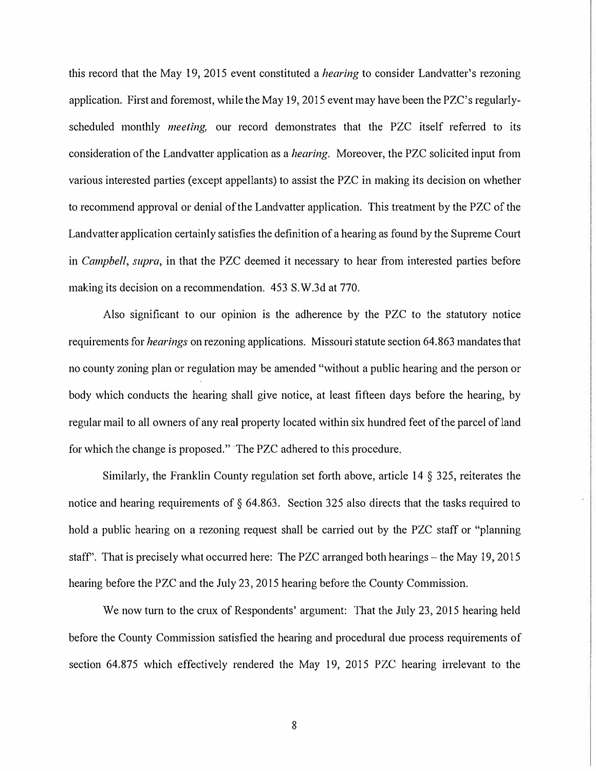this record that the May 19, 2015 event constituted a *hearing* to consider Landvatter's rezoning application. First and foremost, while the May 19, 2015 event may have been the PZC's regularly-scheduled monthly *meeting,* our record demonstrates that the PZC itself referred to its consideration of the Landvatter application as a *hearing.* Moreover, the PZC solicited input from various interested parties (except appellants) to assist the PZC in making its decision on whether to recommend approval or denial of the Landvatter application. This treatment by the PZC of the Landvatter application certainly satisfies the definition of a hearing as found by the Supreme Court in *Campbell*, *supra*, in that the PZC deemed it necessary to hear from interested parties before making its decision on a recommendation. 453 S.W.3d at 770.

Also significant to our opinion is the adherence by the PZC to the statutory notice requirements for *hearings* on rezoning applications. Missouri statute section 64.863 mandates that no county zoning plan or regulation may be amended "without a public hearing and the person or body which conducts the hearing shall give notice, at least fifteen days before the hearing, by regular mail to all owners of any real property located within six hundred feet of the parcel of land for which the change is proposed." The PZC adhered to this procedure.

Similarly, the Franklin County regulation set forth above, article 14 § 325, reiterates the notice and hearing requirements of § 64.863. Section 325 also directs that the tasks required to hold a public hearing on a rezoning request shall be carried out by the PZC staff or "planning staff". That is precisely what occurred here: The PZC arranged both hearings – the May 19, 2015 hearing before the PZC and the July 23, 2015 hearing before the County Commission.

We now turn to the crux of Respondents' argument: That the July 23, 2015 hearing held before the County Commission satisfied the hearing and procedural due process requirements of section 64.875 which effectively rendered the May 19, 2015 PZC hearing irrelevant to the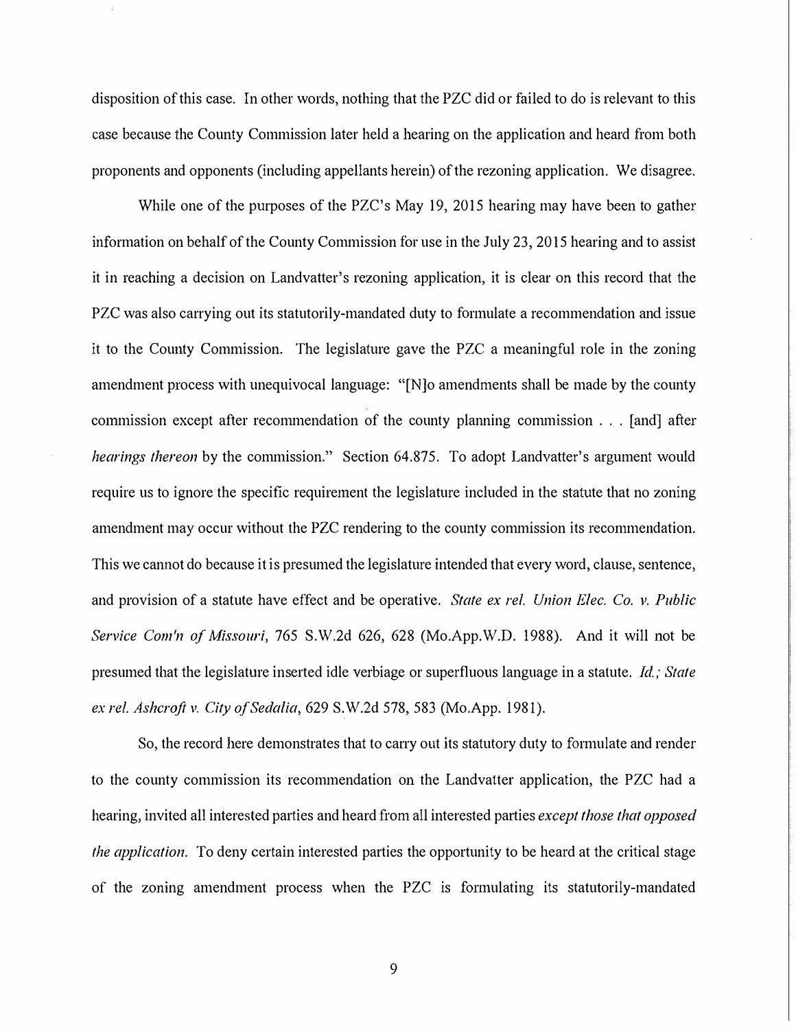disposition of this case. In other words, nothing that the PZC did or failed to do is relevant to this case because the County Commission later held a hearing on the application and heard from both proponents and opponents (including appellants herein) of the rezoning application. We disagree.

While one of the purposes of the PZC's May 19, 2015 hearing may have been to gather information on behalf of the County Commission for use in the July 23, 2015 hearing and to assist it in reaching a decision on Landvatter's rezoning application, it is clear on this record that the PZC was also carrying out its statutorily-mandated duty to formulate a recommendation and issue it to the County Commission. The legislature gave the PZC a meaningful role in the zoning amendment process with unequivocal language: "[N]o amendments shall be made by the county commission except after recommendation of the county planning commission . . . [and] after *hearings thereon* by the commission." Section 64.875. To adopt Landvatter's argument would require us to ignore the specific requirement the legislature included in the statute that no zoning amendment may occur without the PZC rendering to the county commission its recommendation. This we cannot do because it is presumed the legislature intended that every word, clause, sentence, and provision of a statute have effect and be operative. *State ex rel. Union Elec. Co. v. Public Service Com'n of Missouri*, 765 S.W.2d 626, 628 (Mo.App.W.D. 1988). And it will not be presumed that the legislature inserted idle verbiage or superfluous language in a statute. *Id.; State ex rel. Ashcroft v. City of Sedalia*, 629 S.W.2d 578, 583 (Mo.App. 1981).

So, the record here demonstrates that to carry out its statutory duty to formulate and render to the county commission its recommendation on the Landvatter application, the PZC had a hearing, invited all interested parties and heard from all interested parties *except those that opposed the application*. To deny certain interested parties the opportunity to be heard at the critical stage of the zoning amendment process when the PZC is formulating its statutorily-mandated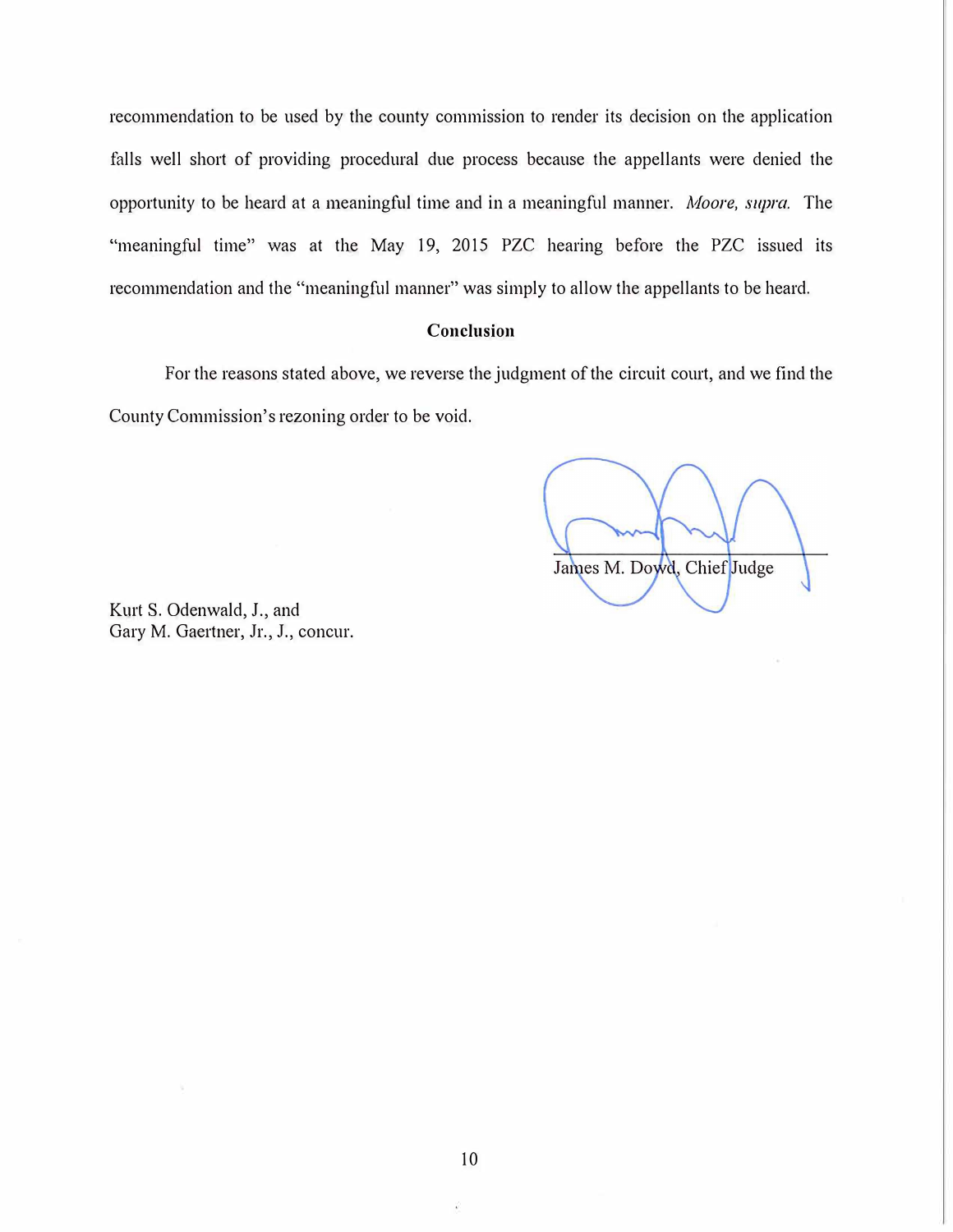recommendation to be used by the county commission to render its decision on the application falls well short of providing procedural due process because the appellants were denied the opportunity to be heard at a meaningful time and in a meaningful manner. *Moore, supra.* The "meaningful time" was at the May 19, 2015 PZC hearing before the PZC issued its recommendation and the "meaningful manner" was simply to allow the appellants to be heard.

**Conclusion**

For the reasons stated above, we reverse the judgment of the circuit court, and we find the County Commission's rezoning order to be void.

James M. Dowd, Chief Judge

Kurt S. Odenwald, J., and
Gary M. Gaertner, Jr., J., concur.